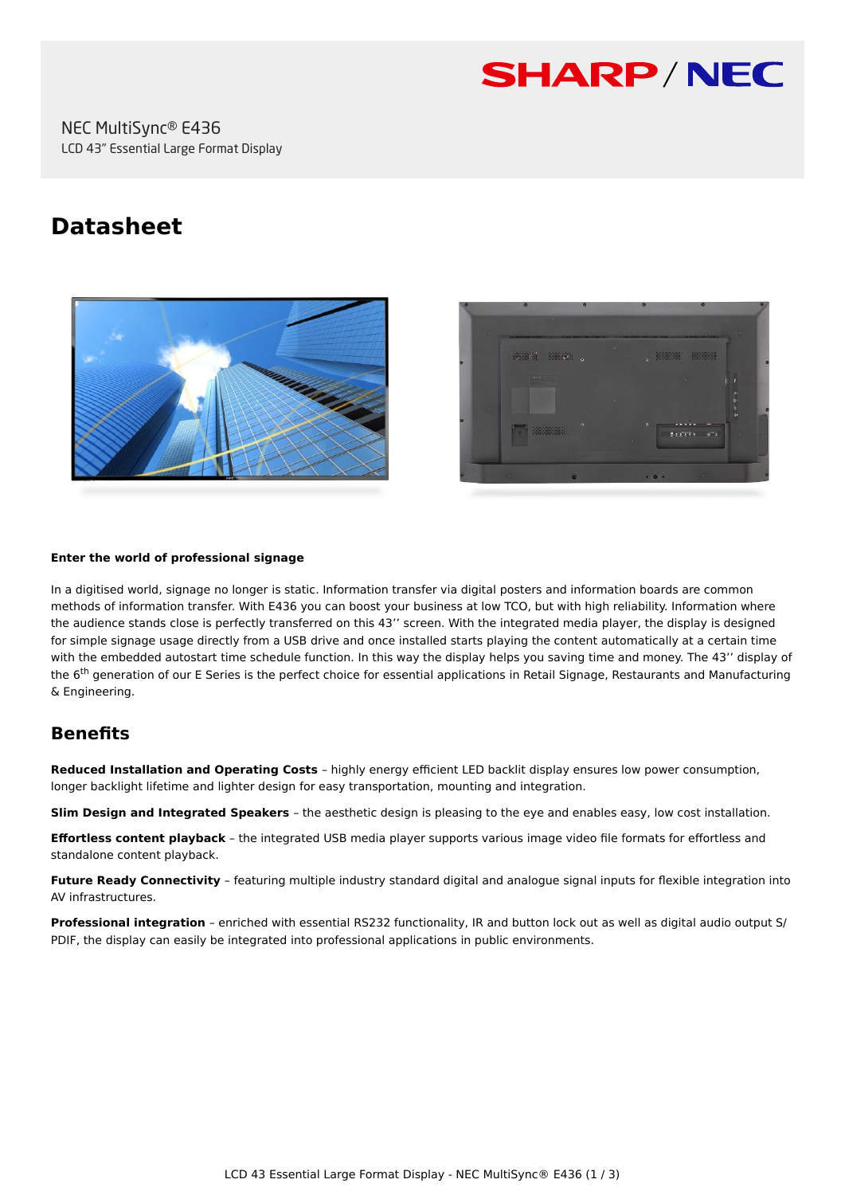SHARP / NEC

NEC MultiSync® E436

LCD 43" Essential Large Format Display

# Datasheet

**Enter the world of professional signage**

In a digitised world, signage no longer is static. Information transfer via digital posters and information boards are common methods of information transfer. With E436 you can boost your business at low TCO, but with high reliability. Information where the audience stands close is perfectly transferred on this 43'' screen. With the integrated media player, the display is designed for simple signage usage directly from a USB drive and once installed starts playing the content automatically at a certain time with the embedded autostart time schedule function. In this way the display helps you saving time and money. The 43'' display of the 6th generation of our E Series is the perfect choice for essential applications in Retail Signage, Restaurants and Manufacturing & Engineering.

## Benefits

**Reduced Installation and Operating Costs** – highly energy efficient LED backlit display ensures low power consumption, longer backlight lifetime and lighter design for easy transportation, mounting and integration.

**Slim Design and Integrated Speakers** – the aesthetic design is pleasing to the eye and enables easy, low cost installation.

**Effortless content playback** – the integrated USB media player supports various image video file formats for effortless and standalone content playback.

**Future Ready Connectivity** – featuring multiple industry standard digital and analogue signal inputs for flexible integration into AV infrastructures.

**Professional integration** – enriched with essential RS232 functionality, IR and button lock out as well as digital audio output S/PDIF, the display can easily be integrated into professional applications in public environments.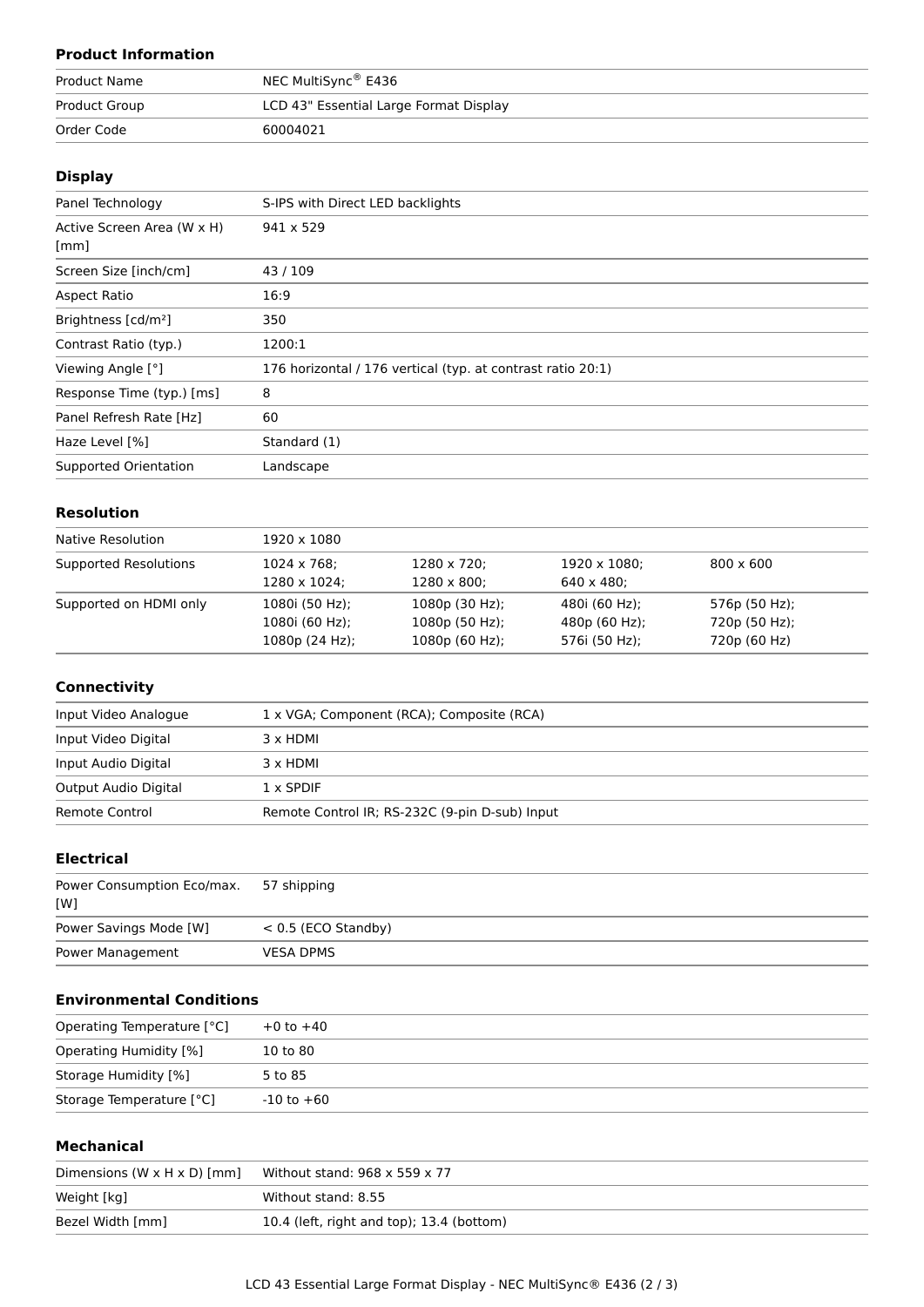### Product Information

| | |
|---|---|
| Product Name | NEC MultiSync® E436 |
| Product Group | LCD 43" Essential Large Format Display |
| Order Code | 60004021 |

### Display

| | |
|---|---|
| Panel Technology | S-IPS with Direct LED backlights |
| Active Screen Area (W x H) [mm] | 941 x 529 |
| Screen Size [inch/cm] | 43 / 109 |
| Aspect Ratio | 16:9 |
| Brightness [cd/m²] | 350 |
| Contrast Ratio (typ.) | 1200:1 |
| Viewing Angle [°] | 176 horizontal / 176 vertical (typ. at contrast ratio 20:1) |
| Response Time (typ.) [ms] | 8 |
| Panel Refresh Rate [Hz] | 60 |
| Haze Level [%] | Standard (1) |
| Supported Orientation | Landscape |

### Resolution

| | | | | |
|---|---|---|---|---|
| Native Resolution | 1920 x 1080 | | | |
| Supported Resolutions | 1024 x 768; 1280 x 1024; | 1280 x 720; 1280 x 800; | 1920 x 1080; 640 x 480; | 800 x 600 |
| Supported on HDMI only | 1080i (50 Hz); 1080i (60 Hz); 1080p (24 Hz); | 1080p (30 Hz); 1080p (50 Hz); 1080p (60 Hz); | 480i (60 Hz); 480p (60 Hz); 576i (50 Hz); | 576p (50 Hz); 720p (50 Hz); 720p (60 Hz) |

### Connectivity

| | |
|---|---|
| Input Video Analogue | 1 x VGA; Component (RCA); Composite (RCA) |
| Input Video Digital | 3 x HDMI |
| Input Audio Digital | 3 x HDMI |
| Output Audio Digital | 1 x SPDIF |
| Remote Control | Remote Control IR; RS-232C (9-pin D-sub) Input |

### Electrical

| | |
|---|---|
| Power Consumption Eco/max. [W] | 57 shipping |
| Power Savings Mode [W] | < 0.5 (ECO Standby) |
| Power Management | VESA DPMS |

### Environmental Conditions

| | |
|---|---|
| Operating Temperature [°C] | +0 to +40 |
| Operating Humidity [%] | 10 to 80 |
| Storage Humidity [%] | 5 to 85 |
| Storage Temperature [°C] | -10 to +60 |

### Mechanical

| | |
|---|---|
| Dimensions (W x H x D) [mm] | Without stand: 968 x 559 x 77 |
| Weight [kg] | Without stand: 8.55 |
| Bezel Width [mm] | 10.4 (left, right and top); 13.4 (bottom) |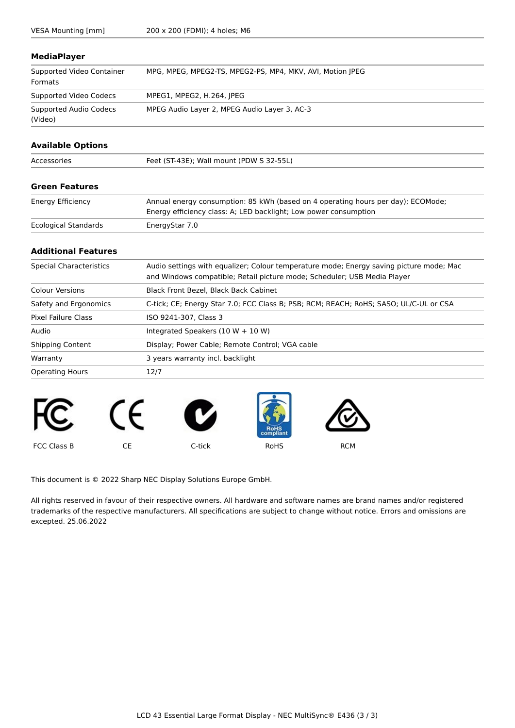| | |
|---|---|
| VESA Mounting [mm] | 200 x 200 (FDMI); 4 holes; M6 |

## MediaPlayer

| | |
|---|---|
| Supported Video Container Formats | MPG, MPEG, MPEG2-TS, MPEG2-PS, MP4, MKV, AVI, Motion JPEG |
| Supported Video Codecs | MPEG1, MPEG2, H.264, JPEG |
| Supported Audio Codecs (Video) | MPEG Audio Layer 2, MPEG Audio Layer 3, AC-3 |

## Available Options

| | |
|---|---|
| Accessories | Feet (ST-43E); Wall mount (PDW S 32-55L) |

## Green Features

| | |
|---|---|
| Energy Efficiency | Annual energy consumption: 85 kWh (based on 4 operating hours per day); ECOMode; Energy efficiency class: A; LED backlight; Low power consumption |
| Ecological Standards | EnergyStar 7.0 |

## Additional Features

| | |
|---|---|
| Special Characteristics | Audio settings with equalizer; Colour temperature mode; Energy saving picture mode; Mac and Windows compatible; Retail picture mode; Scheduler; USB Media Player |
| Colour Versions | Black Front Bezel, Black Back Cabinet |
| Safety and Ergonomics | C-tick; CE; Energy Star 7.0; FCC Class B; PSB; RCM; REACH; RoHS; SASO; UL/C-UL or CSA |
| Pixel Failure Class | ISO 9241-307, Class 3 |
| Audio | Integrated Speakers (10 W + 10 W) |
| Shipping Content | Display; Power Cable; Remote Control; VGA cable |
| Warranty | 3 years warranty incl. backlight |
| Operating Hours | 12/7 |

FCC Class B CE C-tick RoHS RCM

This document is © 2022 Sharp NEC Display Solutions Europe GmbH.

All rights reserved in favour of their respective owners. All hardware and software names are brand names and/or registered trademarks of the respective manufacturers. All specifications are subject to change without notice. Errors and omissions are excepted. 25.06.2022